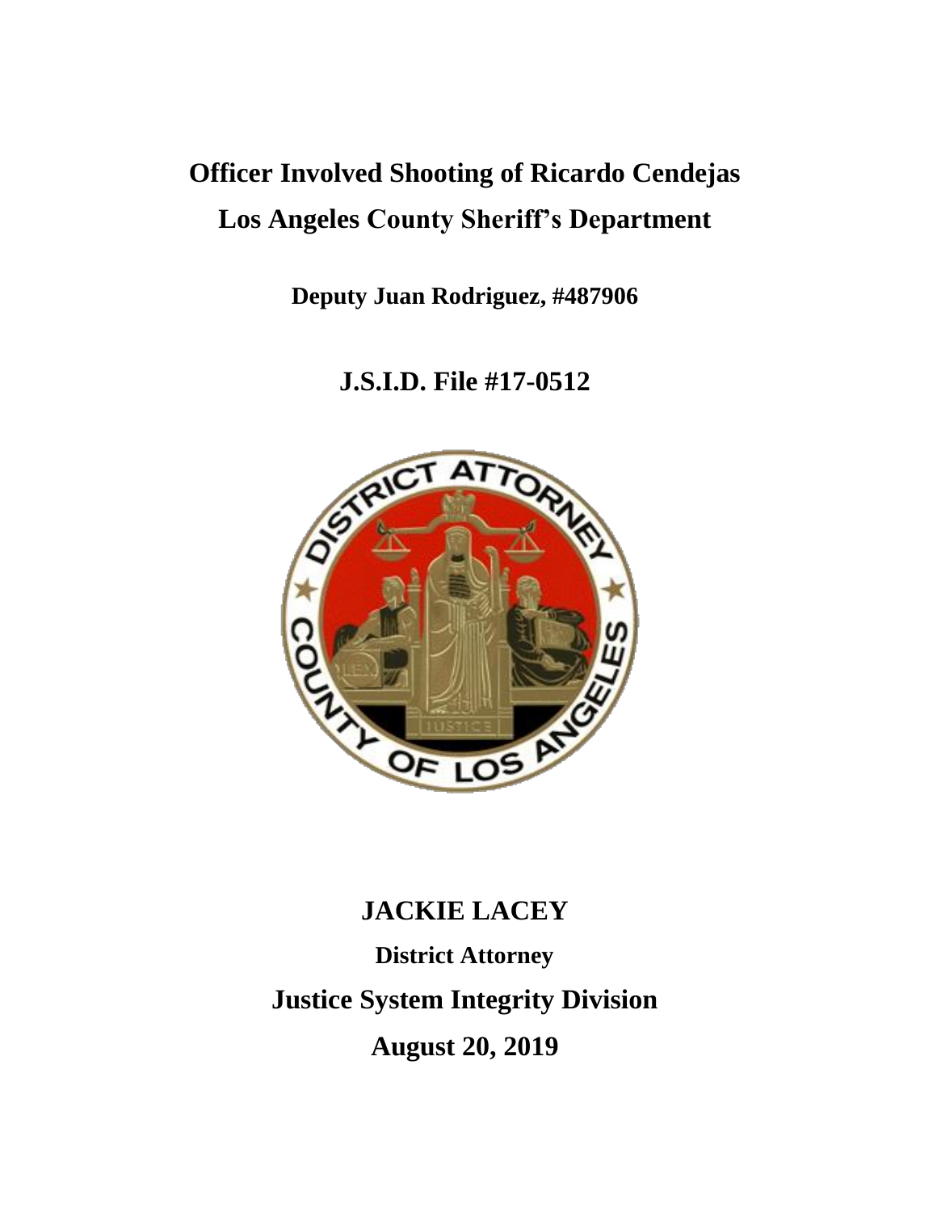# Officer Involved Shooting of Ricardo Cendejas

# Los Angeles County Sheriff's Department

**Deputy Juan Rodriguez, #487906**

## J.S.I.D. File #17-0512

## JACKIE LACEY

**District Attorney**

## Justice System Integrity Division

## August 20, 2019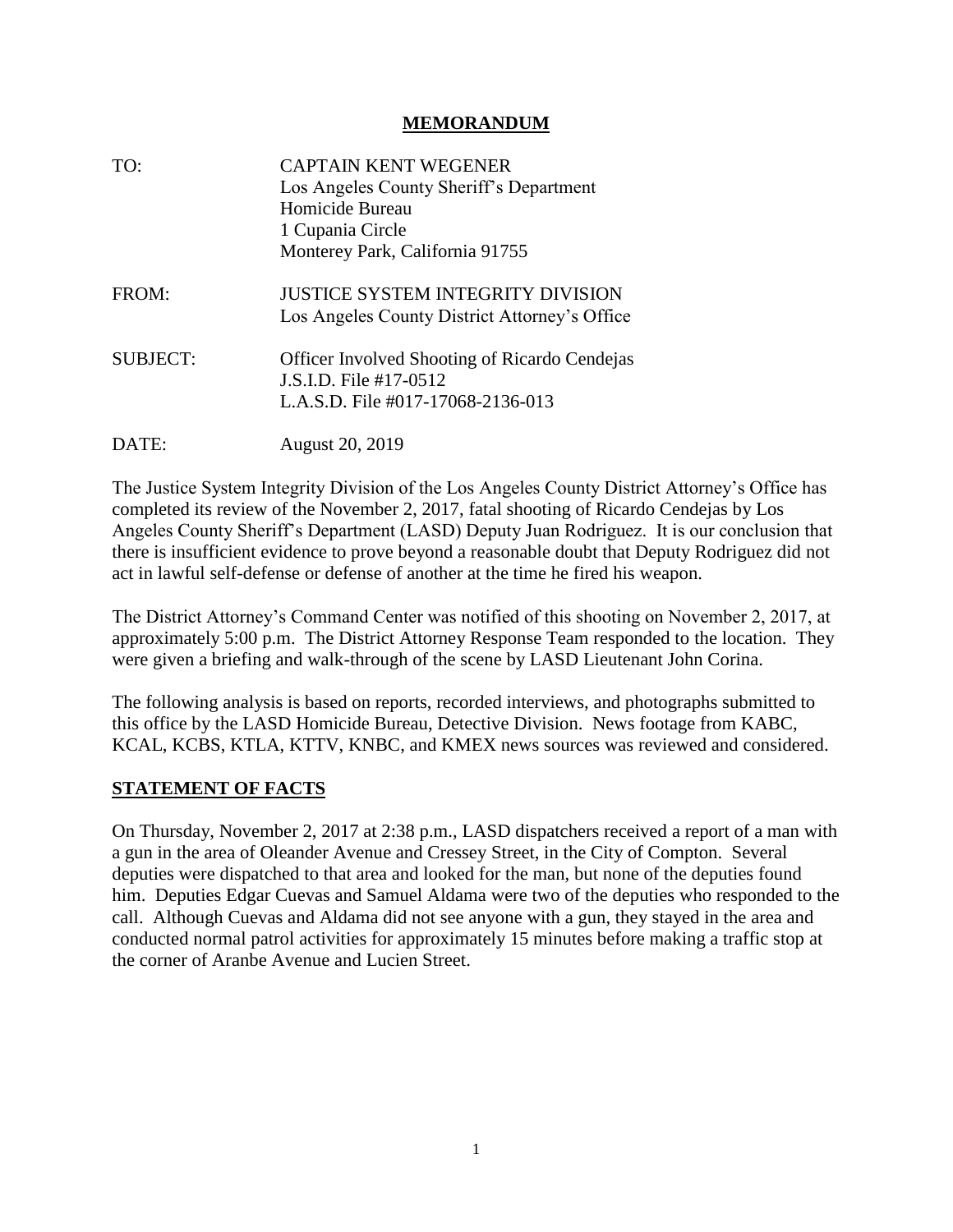# MEMORANDUM

TO: CAPTAIN KENT WEGENER
Los Angeles County Sheriff's Department
Homicide Bureau
1 Cupania Circle
Monterey Park, California 91755

FROM: JUSTICE SYSTEM INTEGRITY DIVISION
Los Angeles County District Attorney's Office

SUBJECT: Officer Involved Shooting of Ricardo Cendejas
J.S.I.D. File #17-0512
L.A.S.D. File #017-17068-2136-013

DATE: August 20, 2019

The Justice System Integrity Division of the Los Angeles County District Attorney's Office has completed its review of the November 2, 2017, fatal shooting of Ricardo Cendejas by Los Angeles County Sheriff's Department (LASD) Deputy Juan Rodriguez. It is our conclusion that there is insufficient evidence to prove beyond a reasonable doubt that Deputy Rodriguez did not act in lawful self-defense or defense of another at the time he fired his weapon.

The District Attorney's Command Center was notified of this shooting on November 2, 2017, at approximately 5:00 p.m. The District Attorney Response Team responded to the location. They were given a briefing and walk-through of the scene by LASD Lieutenant John Corina.

The following analysis is based on reports, recorded interviews, and photographs submitted to this office by the LASD Homicide Bureau, Detective Division. News footage from KABC, KCAL, KCBS, KTLA, KTTV, KNBC, and KMEX news sources was reviewed and considered.

## STATEMENT OF FACTS

On Thursday, November 2, 2017 at 2:38 p.m., LASD dispatchers received a report of a man with a gun in the area of Oleander Avenue and Cressey Street, in the City of Compton. Several deputies were dispatched to that area and looked for the man, but none of the deputies found him. Deputies Edgar Cuevas and Samuel Aldama were two of the deputies who responded to the call. Although Cuevas and Aldama did not see anyone with a gun, they stayed in the area and conducted normal patrol activities for approximately 15 minutes before making a traffic stop at the corner of Aranbe Avenue and Lucien Street.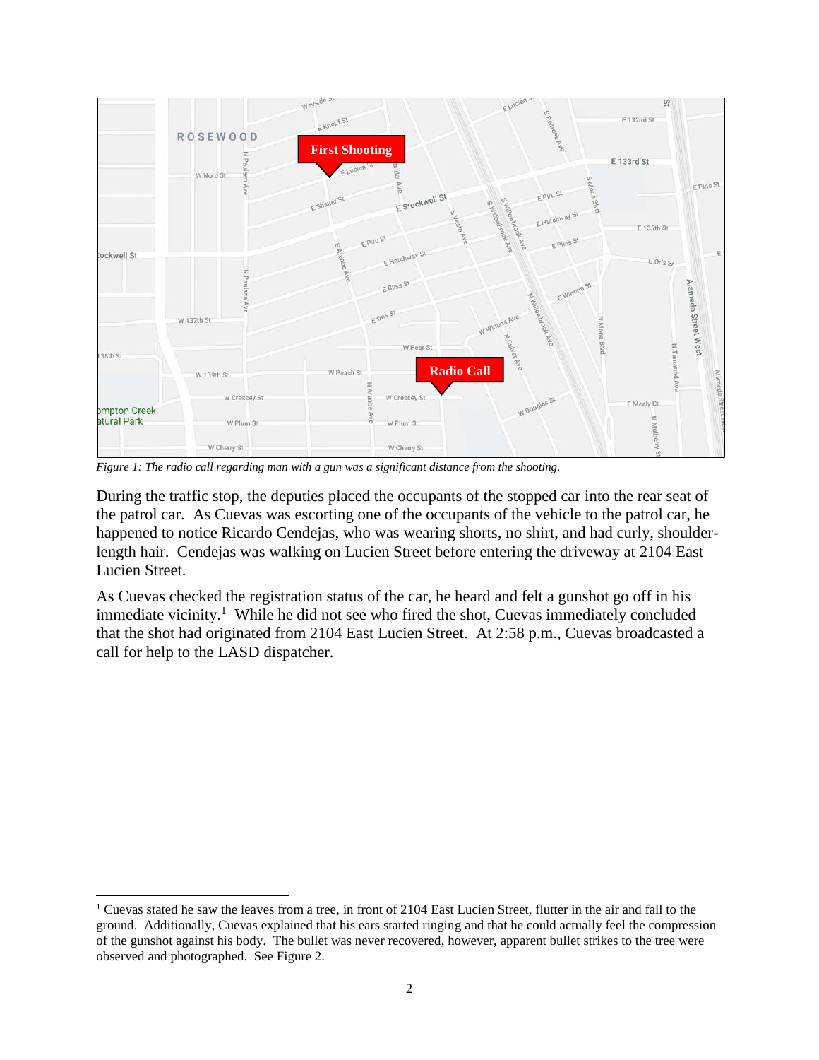*Figure 1: The radio call regarding man with a gun was a significant distance from the shooting.*

During the traffic stop, the deputies placed the occupants of the stopped car into the rear seat of the patrol car. As Cuevas was escorting one of the occupants of the vehicle to the patrol car, he happened to notice Ricardo Cendejas, who was wearing shorts, no shirt, and had curly, shoulder-length hair. Cendejas was walking on Lucien Street before entering the driveway at 2104 East Lucien Street.

As Cuevas checked the registration status of the car, he heard and felt a gunshot go off in his immediate vicinity.[1] While he did not see who fired the shot, Cuevas immediately concluded that the shot had originated from 2104 East Lucien Street. At 2:58 p.m., Cuevas broadcasted a call for help to the LASD dispatcher.

---

[1] Cuevas stated he saw the leaves from a tree, in front of 2104 East Lucien Street, flutter in the air and fall to the ground. Additionally, Cuevas explained that his ears started ringing and that he could actually feel the compression of the gunshot against his body. The bullet was never recovered, however, apparent bullet strikes to the tree were observed and photographed. See Figure 2.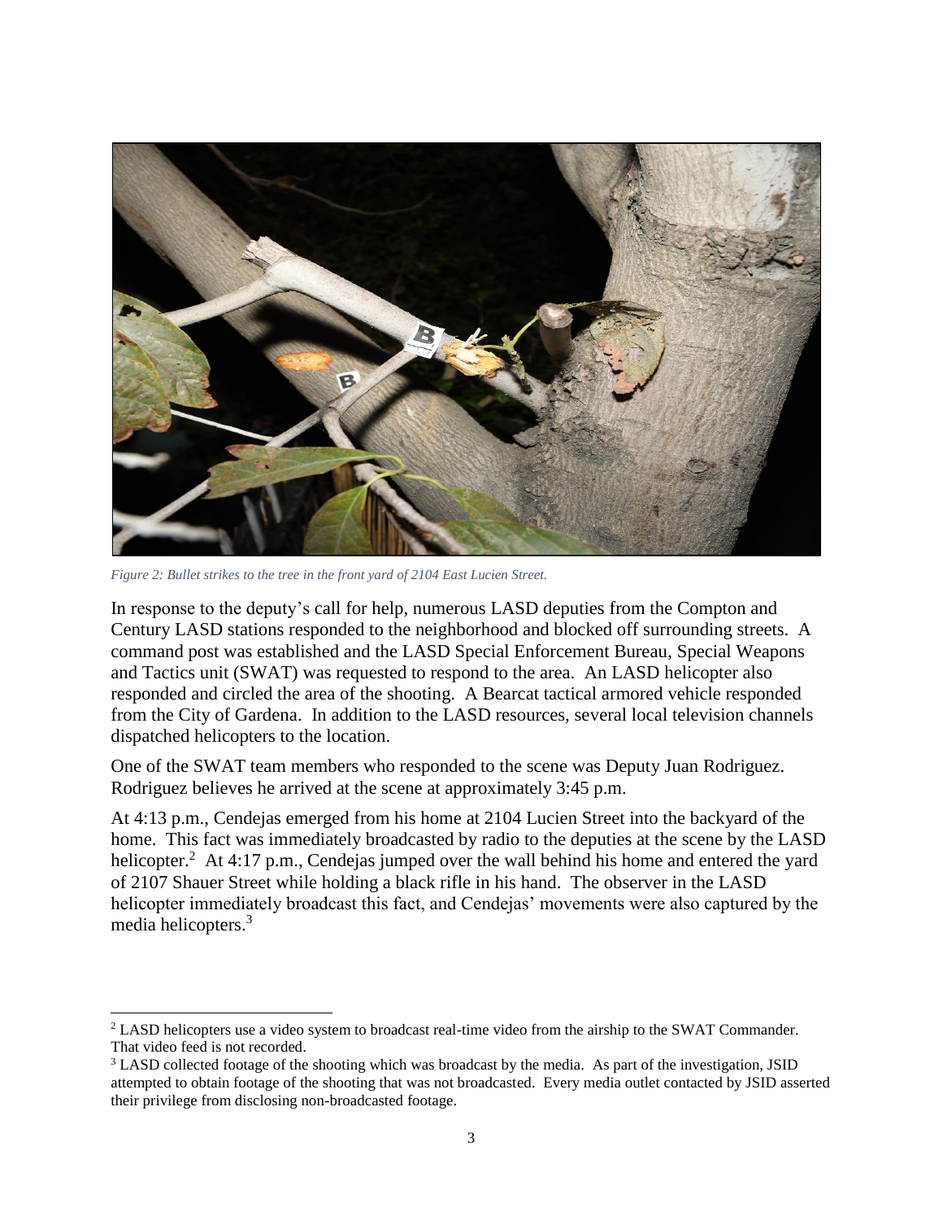*Figure 2: Bullet strikes to the tree in the front yard of 2104 East Lucien Street.*

In response to the deputy's call for help, numerous LASD deputies from the Compton and Century LASD stations responded to the neighborhood and blocked off surrounding streets. A command post was established and the LASD Special Enforcement Bureau, Special Weapons and Tactics unit (SWAT) was requested to respond to the area. An LASD helicopter also responded and circled the area of the shooting. A Bearcat tactical armored vehicle responded from the City of Gardena. In addition to the LASD resources, several local television channels dispatched helicopters to the location.

One of the SWAT team members who responded to the scene was Deputy Juan Rodriguez. Rodriguez believes he arrived at the scene at approximately 3:45 p.m.

At 4:13 p.m., Cendejas emerged from his home at 2104 Lucien Street into the backyard of the home. This fact was immediately broadcasted by radio to the deputies at the scene by the LASD helicopter.[2] At 4:17 p.m., Cendejas jumped over the wall behind his home and entered the yard of 2107 Shauer Street while holding a black rifle in his hand. The observer in the LASD helicopter immediately broadcast this fact, and Cendejas' movements were also captured by the media helicopters.[3]

---

[2] LASD helicopters use a video system to broadcast real-time video from the airship to the SWAT Commander. That video feed is not recorded.

[3] LASD collected footage of the shooting which was broadcast by the media. As part of the investigation, JSID attempted to obtain footage of the shooting that was not broadcasted. Every media outlet contacted by JSID asserted their privilege from disclosing non-broadcasted footage.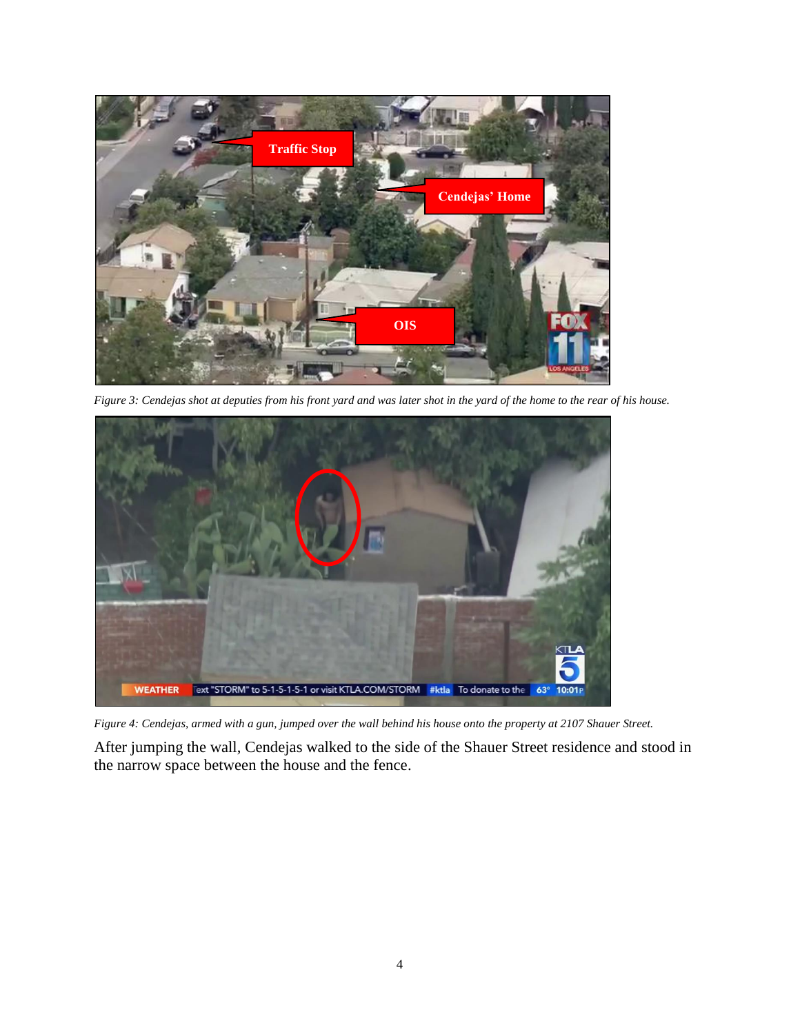*Figure 3: Cendejas shot at deputies from his front yard and was later shot in the yard of the home to the rear of his house.*

*Figure 4: Cendejas, armed with a gun, jumped over the wall behind his house onto the property at 2107 Shauer Street.*

After jumping the wall, Cendejas walked to the side of the Shauer Street residence and stood in the narrow space between the house and the fence.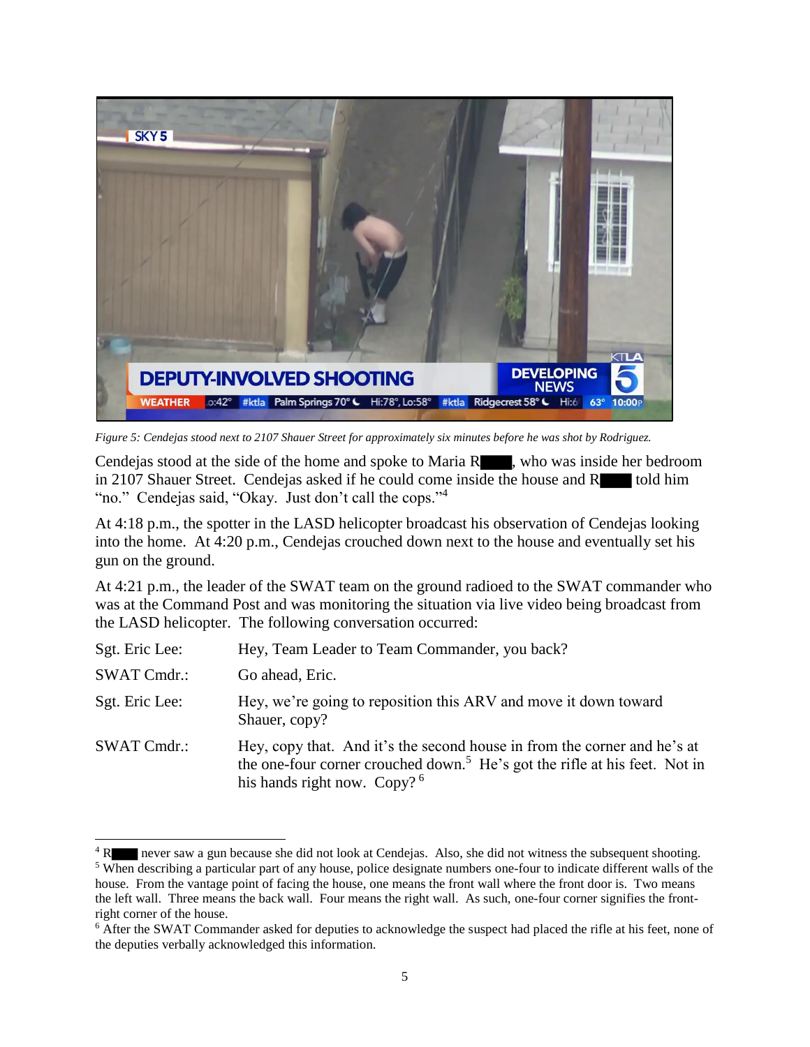*Figure 5: Cendejas stood next to 2107 Shauer Street for approximately six minutes before he was shot by Rodriguez.*

Cendejas stood at the side of the home and spoke to Maria R█████, who was inside her bedroom in 2107 Shauer Street. Cendejas asked if he could come inside the house and R█████ told him "no." Cendejas said, "Okay. Just don't call the cops."[4]

At 4:18 p.m., the spotter in the LASD helicopter broadcast his observation of Cendejas looking into the home. At 4:20 p.m., Cendejas crouched down next to the house and eventually set his gun on the ground.

At 4:21 p.m., the leader of the SWAT team on the ground radioed to the SWAT commander who was at the Command Post and was monitoring the situation via live video being broadcast from the LASD helicopter. The following conversation occurred:

| | |
|---|---|
| Sgt. Eric Lee: | Hey, Team Leader to Team Commander, you back? |
| SWAT Cmdr.: | Go ahead, Eric. |
| Sgt. Eric Lee: | Hey, we're going to reposition this ARV and move it down toward Shauer, copy? |
| SWAT Cmdr.: | Hey, copy that. And it's the second house in from the corner and he's at the one-four corner crouched down.[5] He's got the rifle at his feet. Not in his hands right now. Copy?[6] |

---

[4] R█████ never saw a gun because she did not look at Cendejas. Also, she did not witness the subsequent shooting.

[5] When describing a particular part of any house, police designate numbers one-four to indicate different walls of the house. From the vantage point of facing the house, one means the front wall where the front door is. Two means the left wall. Three means the back wall. Four means the right wall. As such, one-four corner signifies the front-right corner of the house.

[6] After the SWAT Commander asked for deputies to acknowledge the suspect had placed the rifle at his feet, none of the deputies verbally acknowledged this information.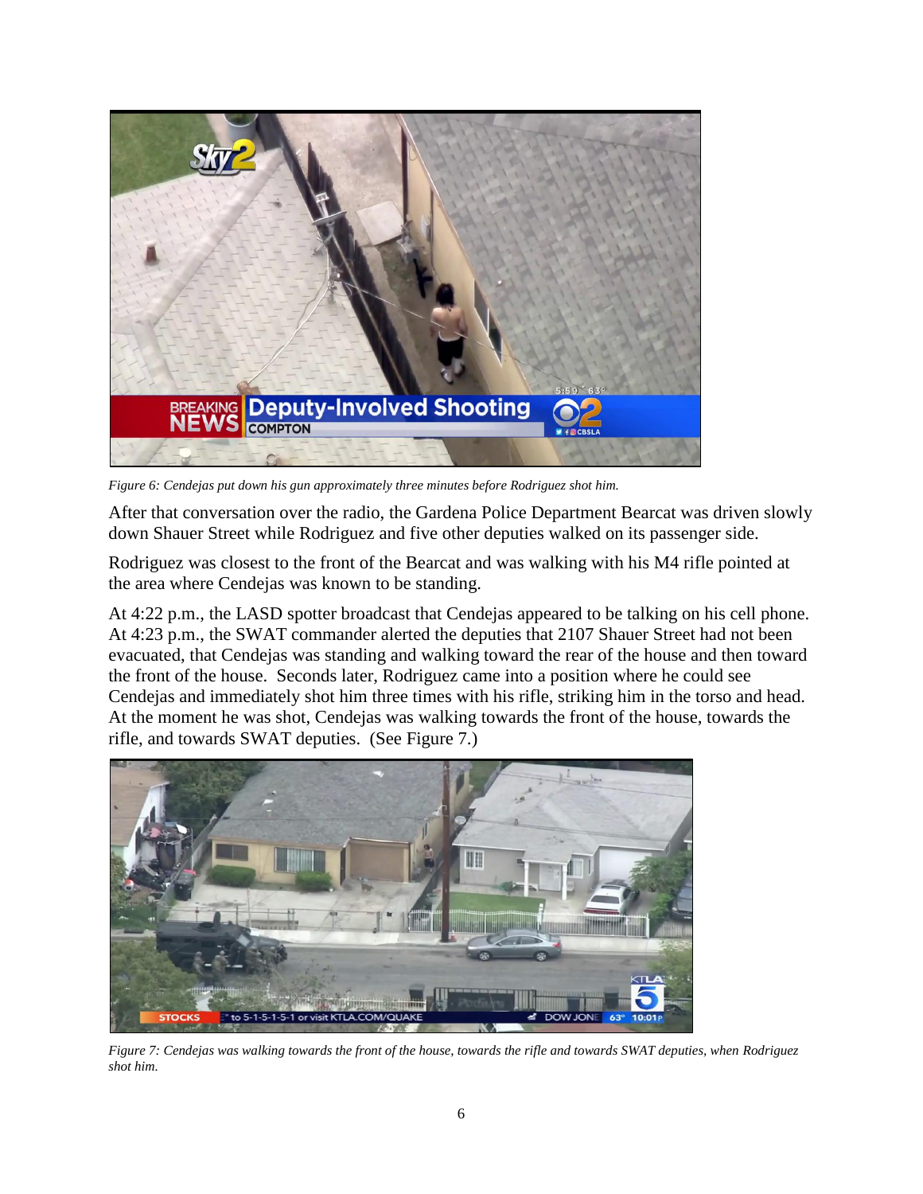*Figure 6: Cendejas put down his gun approximately three minutes before Rodriguez shot him.*

After that conversation over the radio, the Gardena Police Department Bearcat was driven slowly down Shauer Street while Rodriguez and five other deputies walked on its passenger side.

Rodriguez was closest to the front of the Bearcat and was walking with his M4 rifle pointed at the area where Cendejas was known to be standing.

At 4:22 p.m., the LASD spotter broadcast that Cendejas appeared to be talking on his cell phone. At 4:23 p.m., the SWAT commander alerted the deputies that 2107 Shauer Street had not been evacuated, that Cendejas was standing and walking toward the rear of the house and then toward the front of the house. Seconds later, Rodriguez came into a position where he could see Cendejas and immediately shot him three times with his rifle, striking him in the torso and head. At the moment he was shot, Cendejas was walking towards the front of the house, towards the rifle, and towards SWAT deputies. (See Figure 7.)

*Figure 7: Cendejas was walking towards the front of the house, towards the rifle and towards SWAT deputies, when Rodriguez shot him.*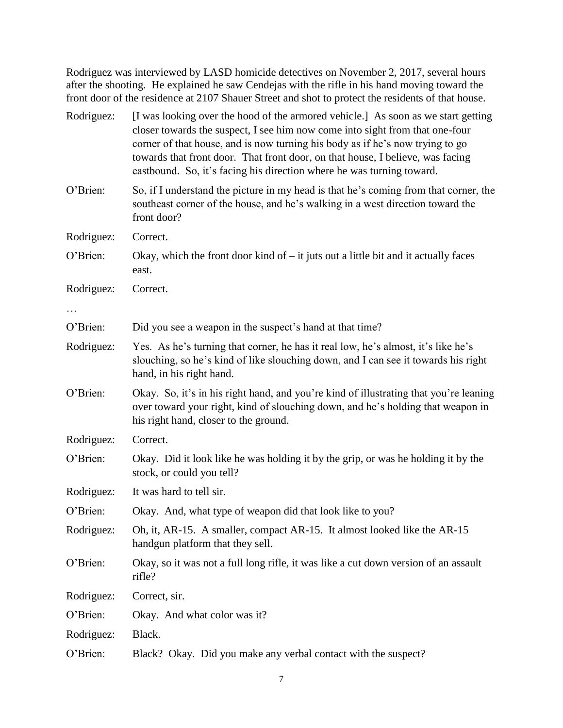Rodriguez was interviewed by LASD homicide detectives on November 2, 2017, several hours after the shooting. He explained he saw Cendejas with the rifle in his hand moving toward the front door of the residence at 2107 Shauer Street and shot to protect the residents of that house.

Rodriguez: [I was looking over the hood of the armored vehicle.] As soon as we start getting closer towards the suspect, I see him now come into sight from that one-four corner of that house, and is now turning his body as if he's now trying to go towards that front door. That front door, on that house, I believe, was facing eastbound. So, it's facing his direction where he was turning toward.

O'Brien: So, if I understand the picture in my head is that he's coming from that corner, the southeast corner of the house, and he's walking in a west direction toward the front door?

Rodriguez: Correct.

O'Brien: Okay, which the front door kind of – it juts out a little bit and it actually faces east.

Rodriguez: Correct.

…

O'Brien: Did you see a weapon in the suspect's hand at that time?

Rodriguez: Yes. As he's turning that corner, he has it real low, he's almost, it's like he's slouching, so he's kind of like slouching down, and I can see it towards his right hand, in his right hand.

O'Brien: Okay. So, it's in his right hand, and you're kind of illustrating that you're leaning over toward your right, kind of slouching down, and he's holding that weapon in his right hand, closer to the ground.

Rodriguez: Correct.

O'Brien: Okay. Did it look like he was holding it by the grip, or was he holding it by the stock, or could you tell?

Rodriguez: It was hard to tell sir.

O'Brien: Okay. And, what type of weapon did that look like to you?

Rodriguez: Oh, it, AR-15. A smaller, compact AR-15. It almost looked like the AR-15 handgun platform that they sell.

O'Brien: Okay, so it was not a full long rifle, it was like a cut down version of an assault rifle?

Rodriguez: Correct, sir.

O'Brien: Okay. And what color was it?

Rodriguez: Black.

O'Brien: Black? Okay. Did you make any verbal contact with the suspect?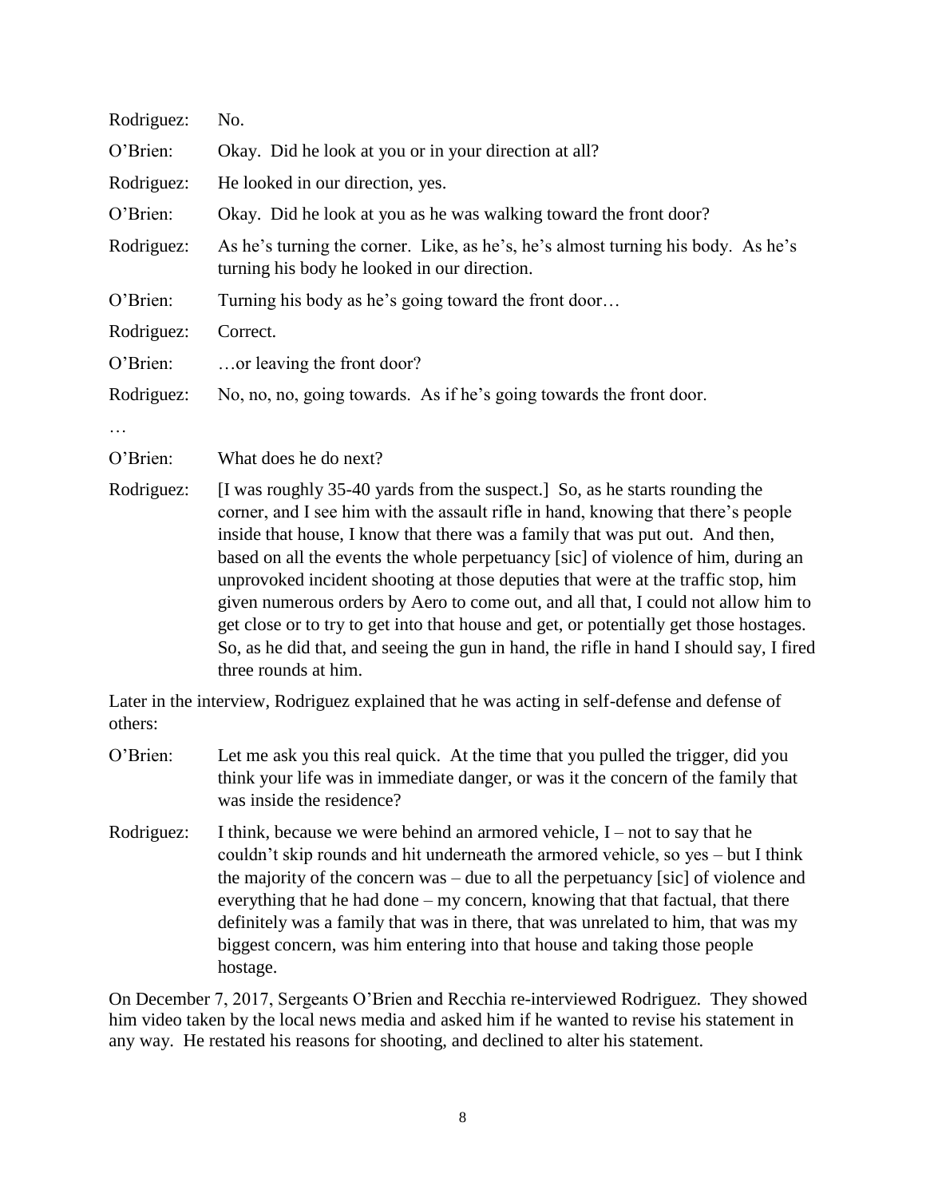Rodriguez: No.

O'Brien: Okay. Did he look at you or in your direction at all?

Rodriguez: He looked in our direction, yes.

O'Brien: Okay. Did he look at you as he was walking toward the front door?

Rodriguez: As he's turning the corner. Like, as he's, he's almost turning his body. As he's turning his body he looked in our direction.

O'Brien: Turning his body as he's going toward the front door…

Rodriguez: Correct.

O'Brien: …or leaving the front door?

Rodriguez: No, no, no, going towards. As if he's going towards the front door.

…

O'Brien: What does he do next?

Rodriguez: [I was roughly 35-40 yards from the suspect.] So, as he starts rounding the corner, and I see him with the assault rifle in hand, knowing that there's people inside that house, I know that there was a family that was put out. And then, based on all the events the whole perpetuancy [sic] of violence of him, during an unprovoked incident shooting at those deputies that were at the traffic stop, him given numerous orders by Aero to come out, and all that, I could not allow him to get close or to try to get into that house and get, or potentially get those hostages. So, as he did that, and seeing the gun in hand, the rifle in hand I should say, I fired three rounds at him.

Later in the interview, Rodriguez explained that he was acting in self-defense and defense of others:

O'Brien: Let me ask you this real quick. At the time that you pulled the trigger, did you think your life was in immediate danger, or was it the concern of the family that was inside the residence?

Rodriguez: I think, because we were behind an armored vehicle, I – not to say that he couldn't skip rounds and hit underneath the armored vehicle, so yes – but I think the majority of the concern was – due to all the perpetuancy [sic] of violence and everything that he had done – my concern, knowing that that factual, that there definitely was a family that was in there, that was unrelated to him, that was my biggest concern, was him entering into that house and taking those people hostage.

On December 7, 2017, Sergeants O'Brien and Recchia re-interviewed Rodriguez. They showed him video taken by the local news media and asked him if he wanted to revise his statement in any way. He restated his reasons for shooting, and declined to alter his statement.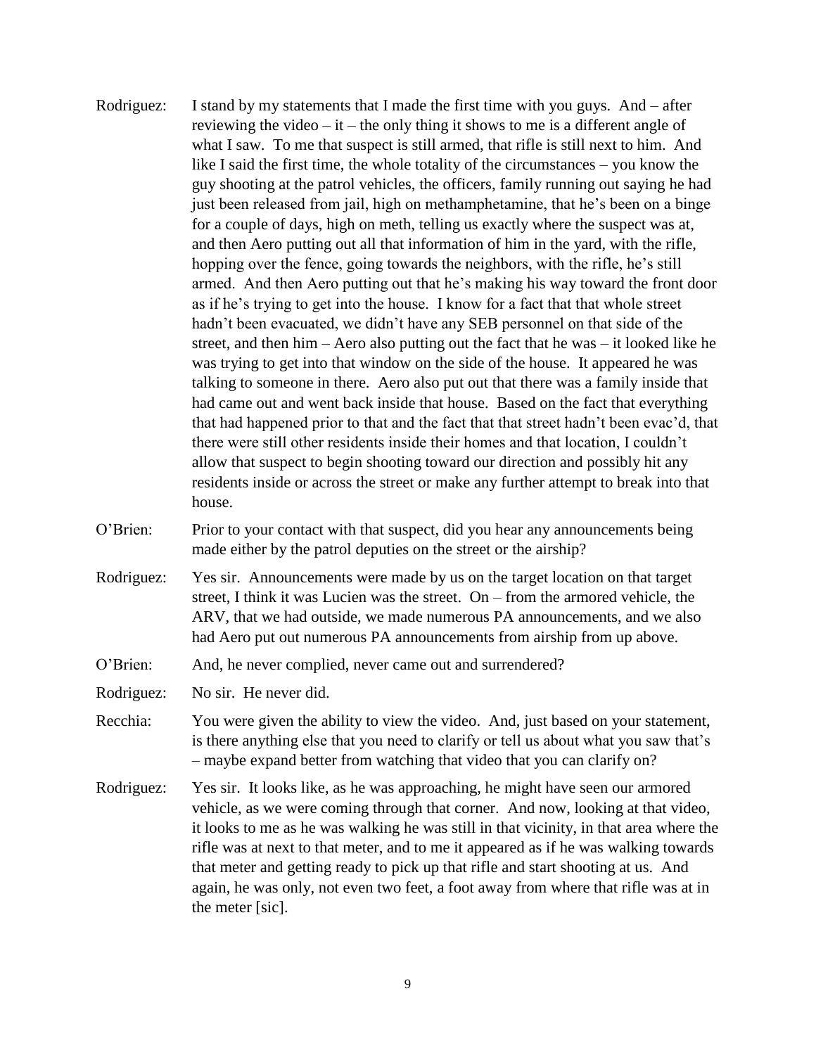Rodriguez: I stand by my statements that I made the first time with you guys. And – after reviewing the video – it – the only thing it shows to me is a different angle of what I saw. To me that suspect is still armed, that rifle is still next to him. And like I said the first time, the whole totality of the circumstances – you know the guy shooting at the patrol vehicles, the officers, family running out saying he had just been released from jail, high on methamphetamine, that he's been on a binge for a couple of days, high on meth, telling us exactly where the suspect was at, and then Aero putting out all that information of him in the yard, with the rifle, hopping over the fence, going towards the neighbors, with the rifle, he's still armed. And then Aero putting out that he's making his way toward the front door as if he's trying to get into the house. I know for a fact that that whole street hadn't been evacuated, we didn't have any SEB personnel on that side of the street, and then him – Aero also putting out the fact that he was – it looked like he was trying to get into that window on the side of the house. It appeared he was talking to someone in there. Aero also put out that there was a family inside that had came out and went back inside that house. Based on the fact that everything that had happened prior to that and the fact that that street hadn't been evac'd, that there were still other residents inside their homes and that location, I couldn't allow that suspect to begin shooting toward our direction and possibly hit any residents inside or across the street or make any further attempt to break into that house.

O'Brien: Prior to your contact with that suspect, did you hear any announcements being made either by the patrol deputies on the street or the airship?

Rodriguez: Yes sir. Announcements were made by us on the target location on that target street, I think it was Lucien was the street. On – from the armored vehicle, the ARV, that we had outside, we made numerous PA announcements, and we also had Aero put out numerous PA announcements from airship from up above.

O'Brien: And, he never complied, never came out and surrendered?

Rodriguez: No sir. He never did.

Recchia: You were given the ability to view the video. And, just based on your statement, is there anything else that you need to clarify or tell us about what you saw that's – maybe expand better from watching that video that you can clarify on?

Rodriguez: Yes sir. It looks like, as he was approaching, he might have seen our armored vehicle, as we were coming through that corner. And now, looking at that video, it looks to me as he was walking he was still in that vicinity, in that area where the rifle was at next to that meter, and to me it appeared as if he was walking towards that meter and getting ready to pick up that rifle and start shooting at us. And again, he was only, not even two feet, a foot away from where that rifle was at in the meter [sic].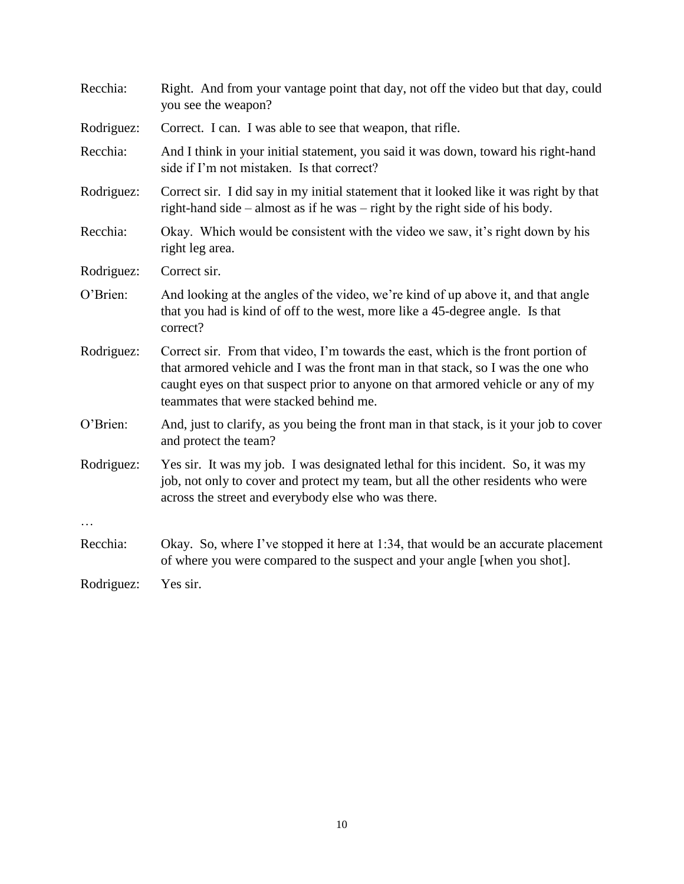Recchia: Right. And from your vantage point that day, not off the video but that day, could you see the weapon?

Rodriguez: Correct. I can. I was able to see that weapon, that rifle.

Recchia: And I think in your initial statement, you said it was down, toward his right-hand side if I'm not mistaken. Is that correct?

Rodriguez: Correct sir. I did say in my initial statement that it looked like it was right by that right-hand side – almost as if he was – right by the right side of his body.

Recchia: Okay. Which would be consistent with the video we saw, it's right down by his right leg area.

Rodriguez: Correct sir.

O'Brien: And looking at the angles of the video, we're kind of up above it, and that angle that you had is kind of off to the west, more like a 45-degree angle. Is that correct?

Rodriguez: Correct sir. From that video, I'm towards the east, which is the front portion of that armored vehicle and I was the front man in that stack, so I was the one who caught eyes on that suspect prior to anyone on that armored vehicle or any of my teammates that were stacked behind me.

O'Brien: And, just to clarify, as you being the front man in that stack, is it your job to cover and protect the team?

Rodriguez: Yes sir. It was my job. I was designated lethal for this incident. So, it was my job, not only to cover and protect my team, but all the other residents who were across the street and everybody else who was there.

…

Recchia: Okay. So, where I've stopped it here at 1:34, that would be an accurate placement of where you were compared to the suspect and your angle [when you shot].

Rodriguez: Yes sir.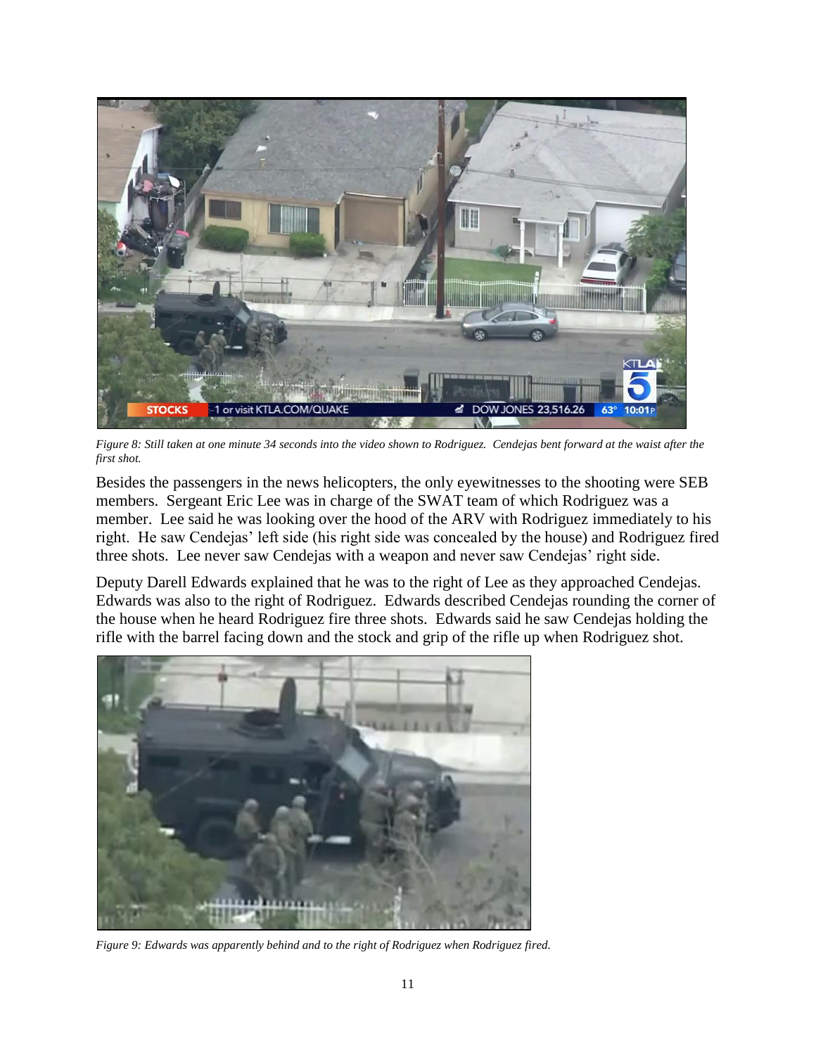*Figure 8: Still taken at one minute 34 seconds into the video shown to Rodriguez. Cendejas bent forward at the waist after the first shot.*

Besides the passengers in the news helicopters, the only eyewitnesses to the shooting were SEB members. Sergeant Eric Lee was in charge of the SWAT team of which Rodriguez was a member. Lee said he was looking over the hood of the ARV with Rodriguez immediately to his right. He saw Cendejas' left side (his right side was concealed by the house) and Rodriguez fired three shots. Lee never saw Cendejas with a weapon and never saw Cendejas' right side.

Deputy Darell Edwards explained that he was to the right of Lee as they approached Cendejas. Edwards was also to the right of Rodriguez. Edwards described Cendejas rounding the corner of the house when he heard Rodriguez fire three shots. Edwards said he saw Cendejas holding the rifle with the barrel facing down and the stock and grip of the rifle up when Rodriguez shot.

*Figure 9: Edwards was apparently behind and to the right of Rodriguez when Rodriguez fired.*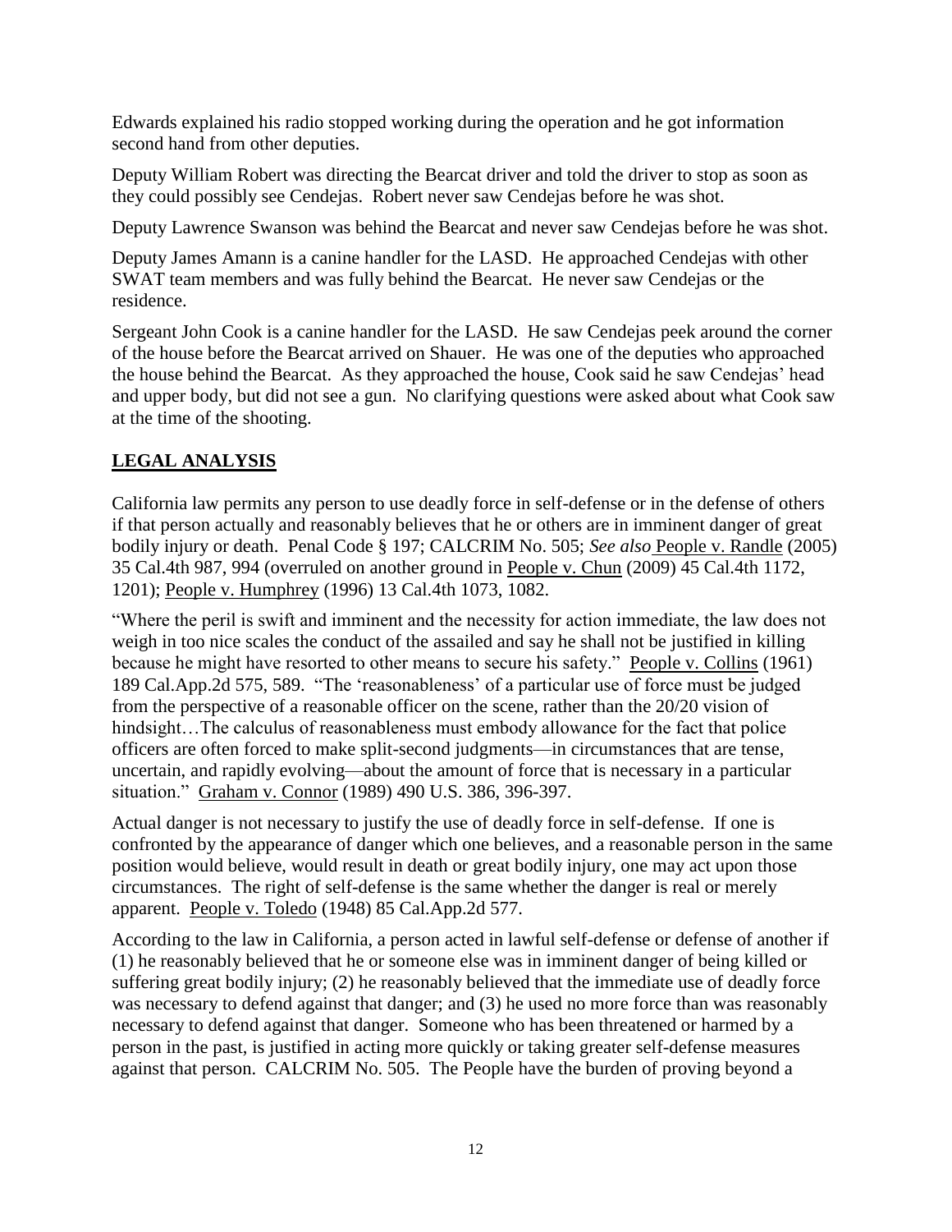Edwards explained his radio stopped working during the operation and he got information second hand from other deputies.

Deputy William Robert was directing the Bearcat driver and told the driver to stop as soon as they could possibly see Cendejas. Robert never saw Cendejas before he was shot.

Deputy Lawrence Swanson was behind the Bearcat and never saw Cendejas before he was shot.

Deputy James Amann is a canine handler for the LASD. He approached Cendejas with other SWAT team members and was fully behind the Bearcat. He never saw Cendejas or the residence.

Sergeant John Cook is a canine handler for the LASD. He saw Cendejas peek around the corner of the house before the Bearcat arrived on Shauer. He was one of the deputies who approached the house behind the Bearcat. As they approached the house, Cook said he saw Cendejas' head and upper body, but did not see a gun. No clarifying questions were asked about what Cook saw at the time of the shooting.

## LEGAL ANALYSIS

California law permits any person to use deadly force in self-defense or in the defense of others if that person actually and reasonably believes that he or others are in imminent danger of great bodily injury or death. Penal Code § 197; CALCRIM No. 505; *See also* People v. Randle (2005) 35 Cal.4th 987, 994 (overruled on another ground in People v. Chun (2009) 45 Cal.4th 1172, 1201); People v. Humphrey (1996) 13 Cal.4th 1073, 1082.

"Where the peril is swift and imminent and the necessity for action immediate, the law does not weigh in too nice scales the conduct of the assailed and say he shall not be justified in killing because he might have resorted to other means to secure his safety." People v. Collins (1961) 189 Cal.App.2d 575, 589. "The 'reasonableness' of a particular use of force must be judged from the perspective of a reasonable officer on the scene, rather than the 20/20 vision of hindsight…The calculus of reasonableness must embody allowance for the fact that police officers are often forced to make split-second judgments—in circumstances that are tense, uncertain, and rapidly evolving—about the amount of force that is necessary in a particular situation." Graham v. Connor (1989) 490 U.S. 386, 396-397.

Actual danger is not necessary to justify the use of deadly force in self-defense. If one is confronted by the appearance of danger which one believes, and a reasonable person in the same position would believe, would result in death or great bodily injury, one may act upon those circumstances. The right of self-defense is the same whether the danger is real or merely apparent. People v. Toledo (1948) 85 Cal.App.2d 577.

According to the law in California, a person acted in lawful self-defense or defense of another if (1) he reasonably believed that he or someone else was in imminent danger of being killed or suffering great bodily injury; (2) he reasonably believed that the immediate use of deadly force was necessary to defend against that danger; and (3) he used no more force than was reasonably necessary to defend against that danger. Someone who has been threatened or harmed by a person in the past, is justified in acting more quickly or taking greater self-defense measures against that person. CALCRIM No. 505. The People have the burden of proving beyond a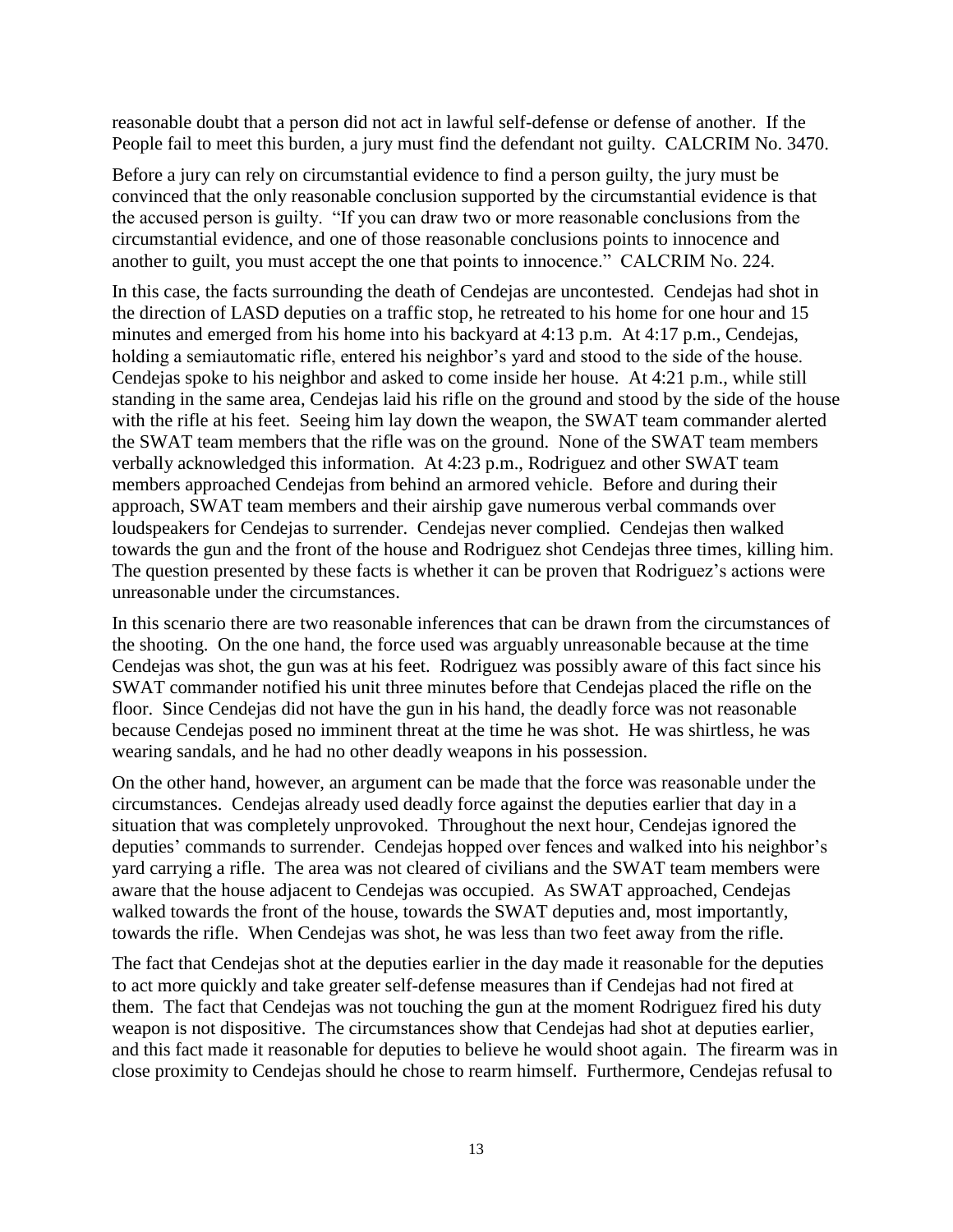reasonable doubt that a person did not act in lawful self-defense or defense of another. If the People fail to meet this burden, a jury must find the defendant not guilty. CALCRIM No. 3470.

Before a jury can rely on circumstantial evidence to find a person guilty, the jury must be convinced that the only reasonable conclusion supported by the circumstantial evidence is that the accused person is guilty. "If you can draw two or more reasonable conclusions from the circumstantial evidence, and one of those reasonable conclusions points to innocence and another to guilt, you must accept the one that points to innocence." CALCRIM No. 224.

In this case, the facts surrounding the death of Cendejas are uncontested. Cendejas had shot in the direction of LASD deputies on a traffic stop, he retreated to his home for one hour and 15 minutes and emerged from his home into his backyard at 4:13 p.m. At 4:17 p.m., Cendejas, holding a semiautomatic rifle, entered his neighbor's yard and stood to the side of the house. Cendejas spoke to his neighbor and asked to come inside her house. At 4:21 p.m., while still standing in the same area, Cendejas laid his rifle on the ground and stood by the side of the house with the rifle at his feet. Seeing him lay down the weapon, the SWAT team commander alerted the SWAT team members that the rifle was on the ground. None of the SWAT team members verbally acknowledged this information. At 4:23 p.m., Rodriguez and other SWAT team members approached Cendejas from behind an armored vehicle. Before and during their approach, SWAT team members and their airship gave numerous verbal commands over loudspeakers for Cendejas to surrender. Cendejas never complied. Cendejas then walked towards the gun and the front of the house and Rodriguez shot Cendejas three times, killing him. The question presented by these facts is whether it can be proven that Rodriguez's actions were unreasonable under the circumstances.

In this scenario there are two reasonable inferences that can be drawn from the circumstances of the shooting. On the one hand, the force used was arguably unreasonable because at the time Cendejas was shot, the gun was at his feet. Rodriguez was possibly aware of this fact since his SWAT commander notified his unit three minutes before that Cendejas placed the rifle on the floor. Since Cendejas did not have the gun in his hand, the deadly force was not reasonable because Cendejas posed no imminent threat at the time he was shot. He was shirtless, he was wearing sandals, and he had no other deadly weapons in his possession.

On the other hand, however, an argument can be made that the force was reasonable under the circumstances. Cendejas already used deadly force against the deputies earlier that day in a situation that was completely unprovoked. Throughout the next hour, Cendejas ignored the deputies' commands to surrender. Cendejas hopped over fences and walked into his neighbor's yard carrying a rifle. The area was not cleared of civilians and the SWAT team members were aware that the house adjacent to Cendejas was occupied. As SWAT approached, Cendejas walked towards the front of the house, towards the SWAT deputies and, most importantly, towards the rifle. When Cendejas was shot, he was less than two feet away from the rifle.

The fact that Cendejas shot at the deputies earlier in the day made it reasonable for the deputies to act more quickly and take greater self-defense measures than if Cendejas had not fired at them. The fact that Cendejas was not touching the gun at the moment Rodriguez fired his duty weapon is not dispositive. The circumstances show that Cendejas had shot at deputies earlier, and this fact made it reasonable for deputies to believe he would shoot again. The firearm was in close proximity to Cendejas should he chose to rearm himself. Furthermore, Cendejas refusal to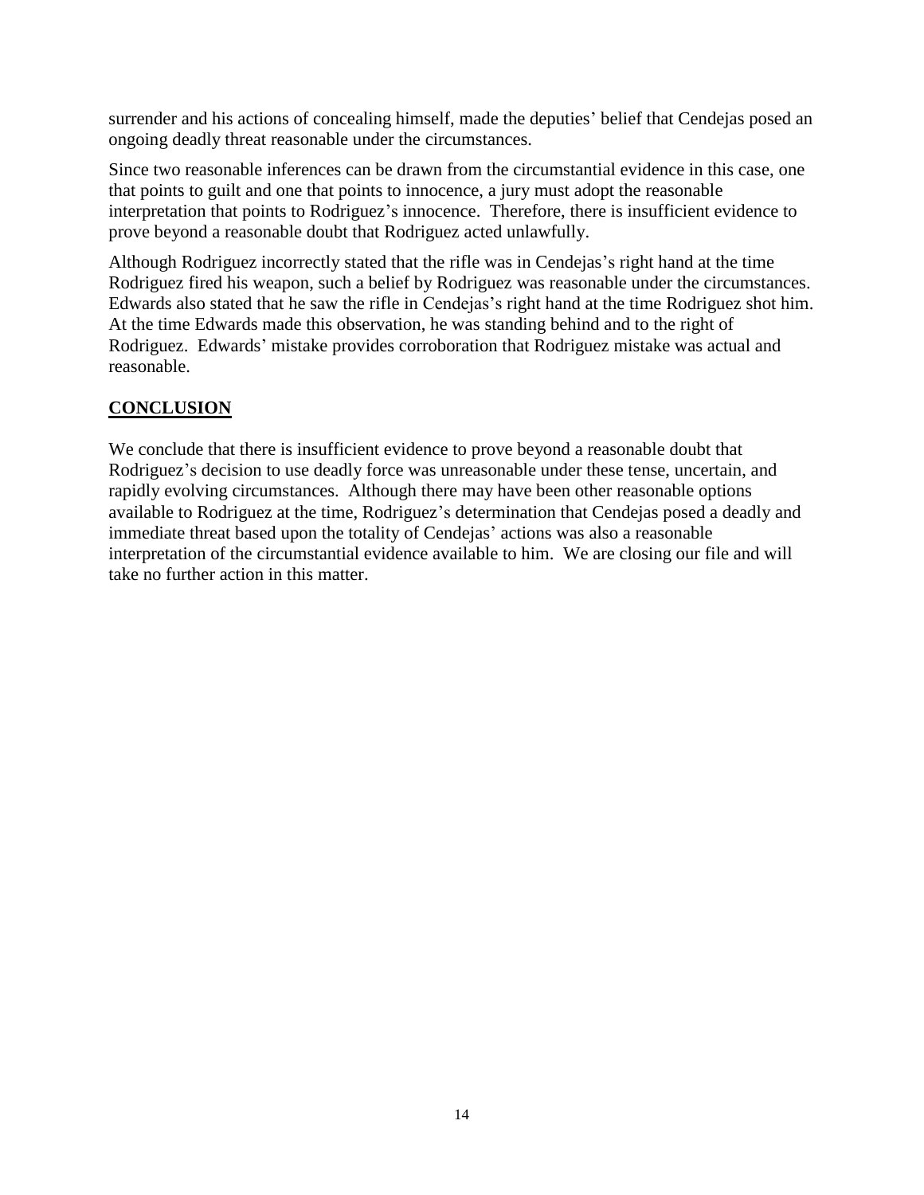surrender and his actions of concealing himself, made the deputies' belief that Cendejas posed an ongoing deadly threat reasonable under the circumstances.

Since two reasonable inferences can be drawn from the circumstantial evidence in this case, one that points to guilt and one that points to innocence, a jury must adopt the reasonable interpretation that points to Rodriguez's innocence. Therefore, there is insufficient evidence to prove beyond a reasonable doubt that Rodriguez acted unlawfully.

Although Rodriguez incorrectly stated that the rifle was in Cendejas's right hand at the time Rodriguez fired his weapon, such a belief by Rodriguez was reasonable under the circumstances. Edwards also stated that he saw the rifle in Cendejas's right hand at the time Rodriguez shot him. At the time Edwards made this observation, he was standing behind and to the right of Rodriguez. Edwards' mistake provides corroboration that Rodriguez mistake was actual and reasonable.

## **CONCLUSION**

We conclude that there is insufficient evidence to prove beyond a reasonable doubt that Rodriguez's decision to use deadly force was unreasonable under these tense, uncertain, and rapidly evolving circumstances. Although there may have been other reasonable options available to Rodriguez at the time, Rodriguez's determination that Cendejas posed a deadly and immediate threat based upon the totality of Cendejas' actions was also a reasonable interpretation of the circumstantial evidence available to him. We are closing our file and will take no further action in this matter.